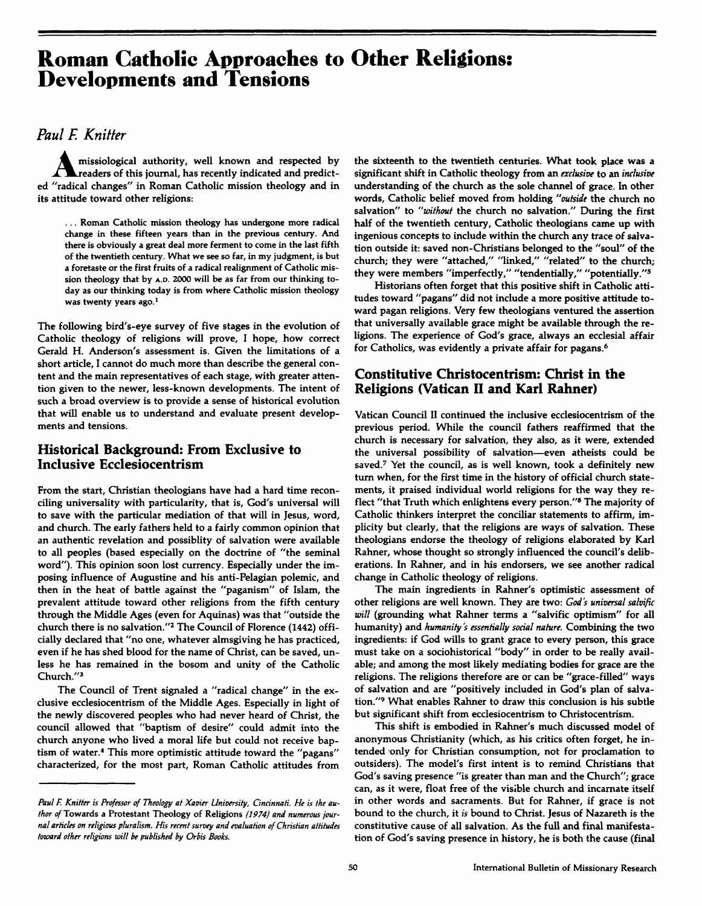# Roman Catholic Approaches to Other Religions: Developments and Tensions

## *Paul F. Knitter*

A missiological authority, well known and respected by readers of this journal, has recently indicated and predicted "radical changes" in Roman Catholic mission theology and in its attitude toward other religions:

> . . . Roman Catholic mission theology has undergone more radical change in these fifteen years than in the previous century. And there is obviously a great deal more ferment to come in the last fifth of the twentieth century. What we see so far, in my judgment, is but a foretaste or the first fruits of a radical realignment of Catholic mission theology that by A.D. 2000 will be as far from our thinking today as our thinking today is from where Catholic mission theology was twenty years ago.[1]

The following bird's-eye survey of five stages in the evolution of Catholic theology of religions will prove, I hope, how correct Gerald H. Anderson's assessment is. Given the limitations of a short article, I cannot do much more than describe the general content and the main representatives of each stage, with greater attention given to the newer, less-known developments. The intent of such a broad overview is to provide a sense of historical evolution that will enable us to understand and evaluate present developments and tensions.

## Historical Background: From Exclusive to Inclusive Ecclesiocentrism

From the start, Christian theologians have had a hard time reconciling universality with particularity, that is, God's universal will to save with the particular mediation of that will in Jesus, word, and church. The early fathers held to a fairly common opinion that an authentic revelation and possiblity of salvation were available to all peoples (based especially on the doctrine of "the seminal word"). This opinion soon lost currency. Especially under the imposing influence of Augustine and his anti-Pelagian polemic, and then in the heat of battle against the "paganism" of Islam, the prevalent attitude toward other religions from the fifth century through the Middle Ages (even for Aquinas) was that "outside the church there is no salvation."[2] The Council of Florence (1442) officially declared that "no one, whatever almsgiving he has practiced, even if he has shed blood for the name of Christ, can be saved, unless he has remained in the bosom and unity of the Catholic Church."[3]

The Council of Trent signaled a "radical change" in the exclusive ecclesiocentrism of the Middle Ages. Especially in light of the newly discovered peoples who had never heard of Christ, the council allowed that "baptism of desire" could admit into the church anyone who lived a moral life but could not receive baptism of water.[4] This more optimistic attitude toward the "pagans" characterized, for the most part, Roman Catholic attitudes from the sixteenth to the twentieth centuries. What took place was a significant shift in Catholic theology from an *exclusive* to an *inclusive* understanding of the church as the sole channel of grace. In other words, Catholic belief moved from holding *"outside* the church no salvation" to *"without* the church no salvation." During the first half of the twentieth century, Catholic theologians came up with ingenious concepts to include within the church any trace of salvation outside it: saved non-Christians belonged to the "soul" of the church; they were "attached," "linked," "related" to the church; they were members "imperfectly," "tendentially," "potentially."[5]

Historians often forget that this positive shift in Catholic attitudes toward "pagans" did not include a more positive attitude toward pagan religions. Very few theologians ventured the assertion that universally available grace might be available through the religions. The experience of God's grace, always an ecclesial affair for Catholics, was evidently a private affair for pagans.[6]

## Constitutive Christocentrism: Christ in the Religions (Vatican II and Karl Rahner)

Vatican Council II continued the inclusive ecclesiocentrism of the previous period. While the council fathers reaffirmed that the church is necessary for salvation, they also, as it were, extended the universal possibility of salvation—even atheists could be saved.[7] Yet the council, as is well known, took a definitely new turn when, for the first time in the history of official church statements, it praised individual world religions for the way they reflect "that Truth which enlightens every person."[8] The majority of Catholic thinkers interpret the conciliar statements to affirm, implicity but clearly, that the religions are ways of salvation. These theologians endorse the theology of religions elaborated by Karl Rahner, whose thought so strongly influenced the council's deliberations. In Rahner, and in his endorsers, we see another radical change in Catholic theology of religions.

The main ingredients in Rahner's optimistic assessment of other religions are well known. They are two: *God's universal salvific will* (grounding what Rahner terms a "salvific optimism" for all humanity) and *humanity's essentially social nature.* Combining the two ingredients: if God wills to grant grace to every person, this grace must take on a sociohistorical "body" in order to be really available; and among the most likely mediating bodies for grace are the religions. The religions therefore are or can be "grace-filled" ways of salvation and are "positively included in God's plan of salvation."[9] What enables Rahner to draw this conclusion is his subtle but significant shift from ecclesiocentrism to Christocentrism.

This shift is embodied in Rahner's much discussed model of anonymous Christianity (which, as his critics often forget, he intended only for Christian consumption, not for proclamation to outsiders). The model's first intent is to remind Christians that God's saving presence "is greater than man and the Church"; grace can, as it were, float free of the visible church and incarnate itself in other words and sacraments. But for Rahner, if grace is not bound to the church, it *is* bound to Christ. Jesus of Nazareth is the constitutive cause of all salvation. As the full and final manifestation of God's saving presence in history, he is both the cause (final

---

*Paul F. Knitter is Professor of Theology at Xavier University, Cincinnati. He is the author of* Towards a Protestant Theology of Religions *(1974) and numerous journal articles on religious pluralism. His recent survey and evaluation of Christian attitudes toward other religions will be published by Orbis Books.*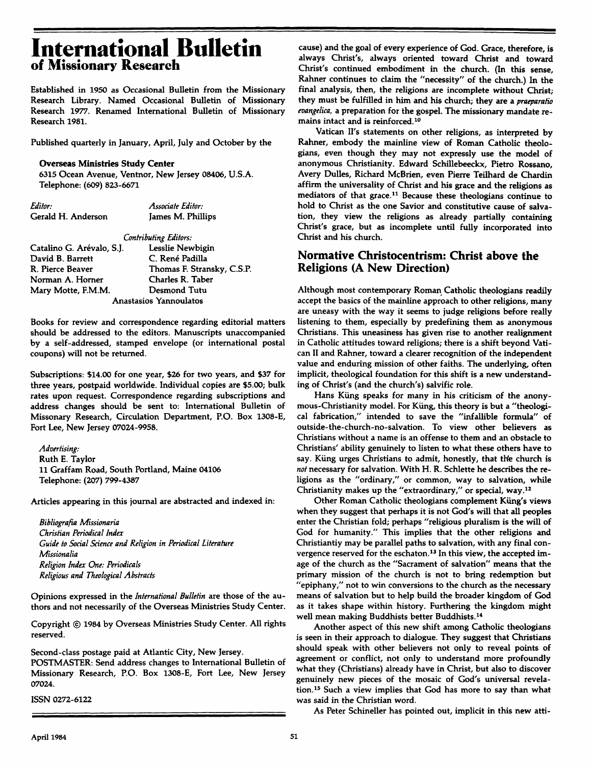# International Bulletin of Missionary Research

Established in 1950 as Occasional Bulletin from the Missionary Research Library. Named Occasional Bulletin of Missionary Research 1977. Renamed International Bulletin of Missionary Research 1981.

Published quarterly in January, April, July and October by the

**Overseas Ministries Study Center**
6315 Ocean Avenue, Ventnor, New Jersey 08406, U.S.A.
Telephone: (609) 823-6671

*Editor:*
Gerald H. Anderson

*Associate Editor:*
James M. Phillips

*Contributing Editors:*

Catalino G. Arévalo, S.J.
Lesslie Newbigin
David B. Barrett
C. René Padilla
R. Pierce Beaver
Thomas F. Stransky, C.S.P.
Norman A. Horner
Charles R. Taber
Mary Motte, F.M.M.
Desmond Tutu
Anastasios Yannoulatos

Books for review and correspondence regarding editorial matters should be addressed to the editors. Manuscripts unaccompanied by a self-addressed, stamped envelope (or international postal coupons) will not be returned.

Subscriptions: $14.00 for one year, $26 for two years, and $37 for three years, postpaid worldwide. Individual copies are $5.00; bulk rates upon request. Correspondence regarding subscriptions and address changes should be sent to: International Bulletin of Missionary Research, Circulation Department, P.O. Box 1308-E, Fort Lee, New Jersey 07024-9958.

*Advertising:*
Ruth E. Taylor
11 Graffam Road, South Portland, Maine 04106
Telephone: (207) 799-4387

Articles appearing in this journal are abstracted and indexed in:

*Bibliografia Missionaria*
*Christian Periodical Index*
*Guide to Social Science and Religion in Periodical Literature*
*Missionalia*
*Religion Index One: Periodicals*
*Religious and Theological Abstracts*

Opinions expressed in the *International Bulletin* are those of the authors and not necessarily of the Overseas Ministries Study Center.

Copyright © 1984 by Overseas Ministries Study Center. All rights reserved.

Second-class postage paid at Atlantic City, New Jersey.
POSTMASTER: Send address changes to International Bulletin of Missionary Research, P.O. Box 1308-E, Fort Lee, New Jersey 07024.

ISSN 0272-6122

---

cause) and the goal of every experience of God. Grace, therefore, is always Christ's, always oriented toward Christ and toward Christ's continued embodiment in the church. (In this sense, Rahner continues to claim the "necessity" of the church.) In the final analysis, then, the religions are incomplete without Christ; they must be fulfilled in him and his church; they are a *praeparatio evangelica*, a preparation for the gospel. The missionary mandate remains intact and is reinforced.[10]

Vatican II's statements on other religions, as interpreted by Rahner, embody the mainline view of Roman Catholic theologians, even though they may not expressly use the model of anonymous Christianity. Edward Schillebeeckx, Pietro Rossano, Avery Dulles, Richard McBrien, even Pierre Teilhard de Chardin affirm the universality of Christ and his grace and the religions as mediators of that grace.[11] Because these theologians continue to hold to Christ as the one Savior and constitutive cause of salvation, they view the religions as already partially containing Christ's grace, but as incomplete until fully incorporated into Christ and his church.

## Normative Christocentrism: Christ above the Religions (A New Direction)

Although most contemporary Roman Catholic theologians readily accept the basics of the mainline approach to other religions, many are uneasy with the way it seems to judge religions before really listening to them, especially by predefining them as anonymous Christians. This uneasiness has given rise to another realignment in Catholic attitudes toward religions; there is a shift beyond Vatican II and Rahner, toward a clearer recognition of the independent value and enduring mission of other faiths. The underlying, often implicit, theological foundation for this shift is a new understanding of Christ's (and the church's) salvific role.

Hans Küng speaks for many in his criticism of the anonymous-Christianity model. For Küng, this theory is but a "theological fabrication," intended to save the "infallible formula" of outside-the-church-no-salvation. To view other believers as Christians without a name is an offense to them and an obstacle to Christians' ability genuinely to listen to what these others have to say. Küng urges Christians to admit, honestly, that the church is *not* necessary for salvation. With H. R. Schlette he describes the religions as the "ordinary," or common, way to salvation, while Christianity makes up the "extraordinary," or special, way.[12]

Other Roman Catholic theologians complement Küng's views when they suggest that perhaps it is not God's will that all peoples enter the Christian fold; perhaps "religious pluralism is the will of God for humanity." This implies that the other religions and Christiantiy may be parallel paths to salvation, with any final convergence reserved for the eschaton.[13] In this view, the accepted image of the church as the "Sacrament of salvation" means that the primary mission of the church is not to bring redemption but "epiphany," not to win conversions to the church as the necessary means of salvation but to help build the broader kingdom of God as it takes shape within history. Furthering the kingdom might well mean making Buddhists better Buddhists.[14]

Another aspect of this new shift among Catholic theologians is seen in their approach to dialogue. They suggest that Christians should speak with other believers not only to reveal points of agreement or conflict, not only to understand more profoundly what they (Christians) already have in Christ, but also to discover genuinely new pieces of the mosaic of God's universal revelation.[15] Such a view implies that God has more to say than what was said in the Christian word.

As Peter Schineller has pointed out, implicit in this new atti-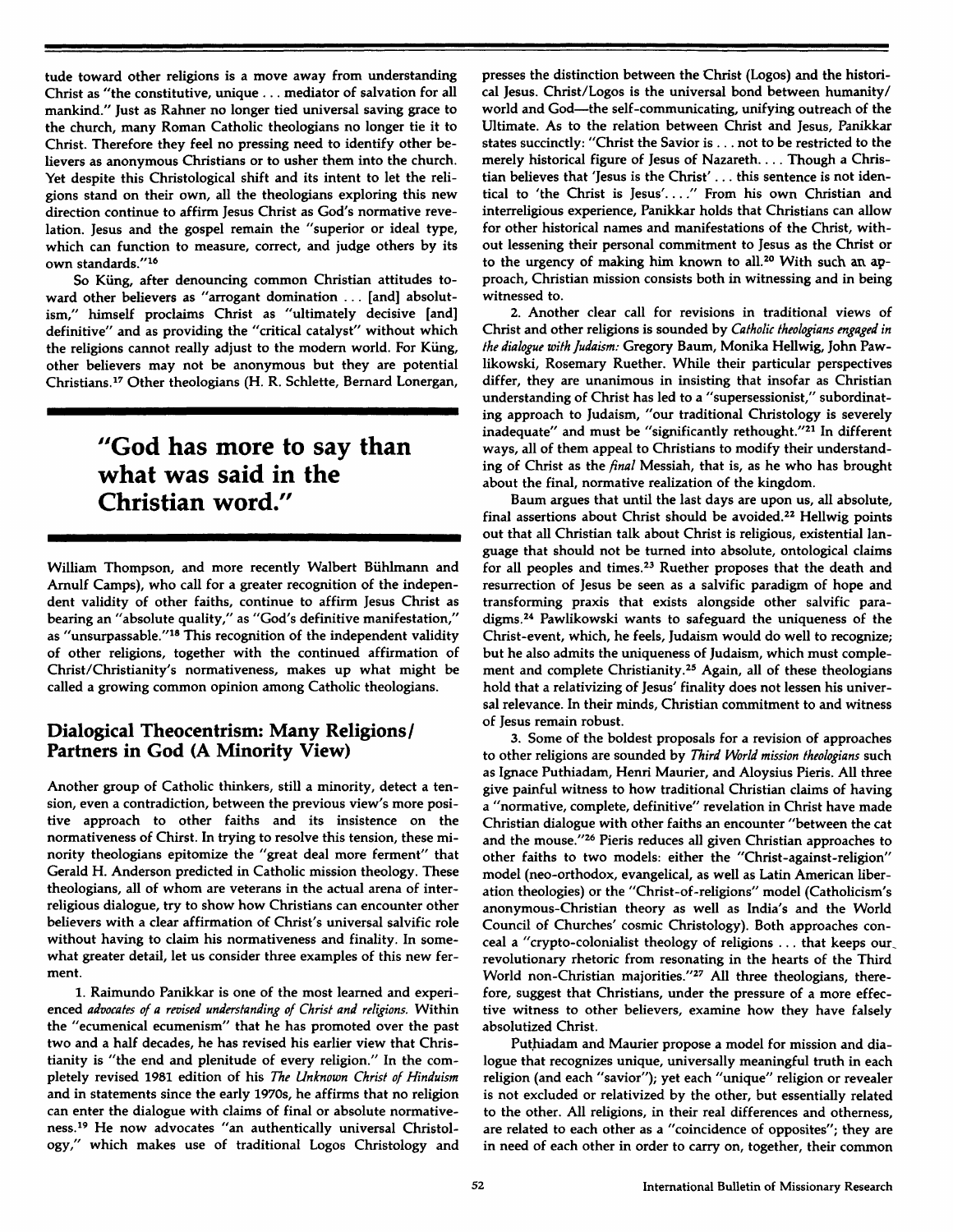tude toward other religions is a move away from understanding Christ as "the constitutive, unique . . . mediator of salvation for all mankind." Just as Rahner no longer tied universal saving grace to the church, many Roman Catholic theologians no longer tie it to Christ. Therefore they feel no pressing need to identify other believers as anonymous Christians or to usher them into the church. Yet despite this Christological shift and its intent to let the religions stand on their own, all the theologians exploring this new direction continue to affirm Jesus Christ as God's normative revelation. Jesus and the gospel remain the "superior or ideal type, which can function to measure, correct, and judge others by its own standards."[16]

So Küng, after denouncing common Christian attitudes toward other believers as "arrogant domination . . . [and] absolutism," himself proclaims Christ as "ultimately decisive [and] definitive" and as providing the "critical catalyst" without which the religions cannot really adjust to the modern world. For Küng, other believers may not be anonymous but they are potential Christians.[17] Other theologians (H. R. Schlette, Bernard Lonergan, William Thompson, and more recently Walbert Bühlmann and Arnulf Camps), who call for a greater recognition of the independent validity of other faiths, continue to affirm Jesus Christ as bearing an "absolute quality," as "God's definitive manifestation," as "unsurpassable."[18] This recognition of the independent validity of other religions, together with the continued affirmation of Christ/Christianity's normativeness, makes up what might be called a growing common opinion among Catholic theologians.

**"God has more to say than what was said in the Christian word."**

## Dialogical Theocentrism: Many Religions/ Partners in God (A Minority View)

Another group of Catholic thinkers, still a minority, detect a tension, even a contradiction, between the previous view's more positive approach to other faiths and its insistence on the normativeness of Chirst. In trying to resolve this tension, these minority theologians epitomize the "great deal more ferment" that Gerald H. Anderson predicted in Catholic mission theology. These theologians, all of whom are veterans in the actual arena of interreligious dialogue, try to show how Christians can encounter other believers with a clear affirmation of Christ's universal salvific role without having to claim his normativeness and finality. In somewhat greater detail, let us consider three examples of this new ferment.

1. Raimundo Panikkar is one of the most learned and experienced *advocates of a revised understanding of Christ and religions.* Within the "ecumenical ecumenism" that he has promoted over the past two and a half decades, he has revised his earlier view that Christianity is "the end and plenitude of every religion." In the completely revised 1981 edition of his *The Unknown Christ of Hinduism* and in statements since the early 1970s, he affirms that no religion can enter the dialogue with claims of final or absolute normativeness.[19] He now advocates "an authentically universal Christology," which makes use of traditional Logos Christology and presses the distinction between the Christ (Logos) and the historical Jesus. Christ/Logos is the universal bond between humanity/ world and God—the self-communicating, unifying outreach of the Ultimate. As to the relation between Christ and Jesus, Panikkar states succinctly: "Christ the Savior is . . . not to be restricted to the merely historical figure of Jesus of Nazareth. . . . Though a Christian believes that 'Jesus is the Christ' . . . this sentence is not identical to 'the Christ is Jesus'. . . ." From his own Christian and interreligious experience, Panikkar holds that Christians can allow for other historical names and manifestations of the Christ, without lessening their personal commitment to Jesus as the Christ or to the urgency of making him known to all.[20] With such an approach, Christian mission consists both in witnessing and in being witnessed to.

2. Another clear call for revisions in traditional views of Christ and other religions is sounded by *Catholic theologians engaged in the dialogue with Judaism:* Gregory Baum, Monika Hellwig, John Pawlikowski, Rosemary Ruether. While their particular perspectives differ, they are unanimous in insisting that insofar as Christian understanding of Christ has led to a "supersessionist," subordinating approach to Judaism, "our traditional Christology is severely inadequate" and must be "significantly rethought."[21] In different ways, all of them appeal to Christians to modify their understanding of Christ as the *final* Messiah, that is, as he who has brought about the final, normative realization of the kingdom.

Baum argues that until the last days are upon us, all absolute, final assertions about Christ should be avoided.[22] Hellwig points out that all Christian talk about Christ is religious, existential language that should not be turned into absolute, ontological claims for all peoples and times.[23] Ruether proposes that the death and resurrection of Jesus be seen as a salvific paradigm of hope and transforming praxis that exists alongside other salvific paradigms.[24] Pawlikowski wants to safeguard the uniqueness of the Christ-event, which, he feels, Judaism would do well to recognize; but he also admits the uniqueness of Judaism, which must complement and complete Christianity.[25] Again, all of these theologians hold that a relativizing of Jesus' finality does not lessen his universal relevance. In their minds, Christian commitment to and witness of Jesus remain robust.

3. Some of the boldest proposals for a revision of approaches to other religions are sounded by *Third World mission theologians* such as Ignace Puthiadam, Henri Maurier, and Aloysius Pieris. All three give painful witness to how traditional Christian claims of having a "normative, complete, definitive" revelation in Christ have made Christian dialogue with other faiths an encounter "between the cat and the mouse."[26] Pieris reduces all given Christian approaches to other faiths to two models: either the "Christ-against-religion" model (neo-orthodox, evangelical, as well as Latin American liberation theologies) or the "Christ-of-religions" model (Catholicism's anonymous-Christian theory as well as India's and the World Council of Churches' cosmic Christology). Both approaches conceal a "crypto-colonialist theology of religions . . . that keeps our revolutionary rhetoric from resonating in the hearts of the Third World non-Christian majorities."[27] All three theologians, therefore, suggest that Christians, under the pressure of a more effective witness to other believers, examine how they have falsely absolutized Christ.

Puthiadam and Maurier propose a model for mission and dialogue that recognizes unique, universally meaningful truth in each religion (and each "savior"); yet each "unique" religion or revealer is not excluded or relativized by the other, but essentially related to the other. All religions, in their real differences and otherness, are related to each other as a "coincidence of opposites"; they are in need of each other in order to carry on, together, their common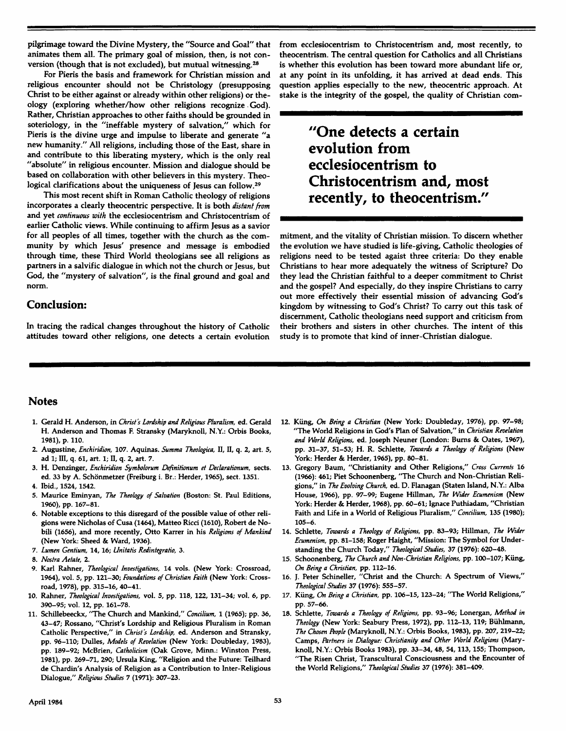pilgrimage toward the Divine Mystery, the "Source and Goal" that animates them all. The primary goal of mission, then, is not conversion (though that is not excluded), but mutual witnessing.[28]

For Pieris the basis and framework for Christian mission and religious encounter should not be Christology (presupposing Christ to be either against or already within other religions) or theology (exploring whether/how other religions recognize God). Rather, Christian approaches to other faiths should be grounded in soteriology, in the "ineffable mystery of salvation," which for Pieris is the divine urge and impulse to liberate and generate "a new humanity." All religions, including those of the East, share in and contribute to this liberating mystery, which is the only real "absolute" in religious encounter. Mission and dialogue should be based on collaboration with other believers in this mystery. Theological clarifications about the uniqueness of Jesus can follow.[29]

This most recent shift in Roman Catholic theology of religions incorporates a clearly theocentric perspective. It is both *distant from* and yet *continuous with* the ecclesiocentrism and Christocentrism of earlier Catholic views. While continuing to affirm Jesus as a savior for all peoples of all times, together with the church as the community by which Jesus' presence and message is embodied through time, these Third World theologians see all religions as partners in a salvific dialogue in which not the church or Jesus, but God, the "mystery of salvation", is the final ground and goal and norm.

## Conclusion:

In tracing the radical changes throughout the history of Catholic attitudes toward other religions, one detects a certain evolution from ecclesiocentrism to Christocentrism and, most recently, to theocentrism. The central question for Catholics and all Christians is whether this evolution has been toward more abundant life or, at any point in its unfolding, it has arrived at dead ends. This question applies especially to the new, theocentric approach. At stake is the integrity of the gospel, the quality of Christian commitment, and the vitality of Christian mission. To discern whether the evolution we have studied is life-giving, Catholic theologies of religions need to be tested agaist three criteria: Do they enable Christians to hear more adequately the witness of Scripture? Do they lead the Christian faithful to a deeper commitment to Christ and the gospel? And especially, do they inspire Christians to carry out more effectively their essential mission of advancing God's kingdom by witnessing to God's Christ? To carry out this task of discernment, Catholic theologians need support and criticism from their brothers and sisters in other churches. The intent of this study is to promote that kind of inner-Christian dialogue.

**"One detects a certain evolution from ecclesiocentrism to Christocentrism and, most recently, to theocentrism."**

## Notes

1. Gerald H. Anderson, in *Christ's Lordship and Religious Pluralism*, ed. Gerald H. Anderson and Thomas F. Stransky (Maryknoll, N.Y.: Orbis Books, 1981), p. 110.
2. Augustine, *Enchiridion*, 107. Aquinas. *Summa Theologica*, II, II, q. 2, art. 5, ad 1; III, q. 61, art. 1; II, q. 2, art. 7.
3. H. Denzinger, *Enchiridion Symbolorum Definitionum et Declarationum*, sects. ed. 33 by A. Schönmetzer (Freiburg i. Br.: Herder, 1965), sect. 1351.
4. Ibid., 1524, 1542.
5. Maurice Eminyan, *The Theology of Salvation* (Boston: St. Paul Editions, 1960), pp. 167–81.
6. Notable exceptions to this disregard of the possible value of other religions were Nicholas of Cusa (1464), Matteo Ricci (1610), Robert de Nobili (1656), and more recently, Otto Karrer in his *Religions of Mankind* (New York: Sheed & Ward, 1936).
7. *Lumen Gentium*, 14, 16; *Unitatis Redintegratio*, 3.
8. *Nostra Aetate*, 2.
9. Karl Rahner, *Theological Investigations*, 14 vols. (New York: Crossroad, 1964), vol. 5, pp. 121–30; *Foundations of Christian Faith* (New York: Crossroad, 1978), pp. 315–16, 40–41.
10. Rahner, *Theological Investigations*, vol. 5, pp. 118, 122, 131–34; vol. 6, pp. 390–95; vol. 12, pp. 161–78.
11. Schillebeeckx, "The Church and Mankind," *Concilium*, 1 (1965); pp. 36, 43–47; Rossano, "Christ's Lordship and Religious Pluralism in Roman Catholic Perspective," in *Christ's Lordship*, ed. Anderson and Stransky, pp. 96–110; Dulles, *Models of Revelation* (New York: Doubleday, 1983), pp. 189–92; McBrien, *Catholicism* (Oak Grove, Minn.: Winston Press, 1981), pp. 269–71, 290; Ursula King, "Religion and the Future: Teilhard de Chardin's Analysis of Religion as a Contribution to Inter-Religious Dialogue," *Religious Studies* 7 (1971): 307–23.
12. Küng, *On Being a Christian* (New York: Doubleday, 1976), pp. 97–98; "The World Religions in God's Plan of Salvation," in *Christian Revelation and World Religions*, ed. Joseph Neuner (London: Burns & Oates, 1967), pp. 31–37, 51–53; H. R. Schlette, *Towards a Theology of Religions* (New York: Herder & Herder, 1965), pp. 80–81.
13. Gregory Baum, "Christianity and Other Religions," *Cross Currents* 16 (1966): 461; Piet Schoonenberg, "The Church and Non-Christian Religions," in *The Evolving Church*, ed. D. Flanagan (Staten Island, N.Y.: Alba House, 1966), pp. 97–99; Eugene Hillman, *The Wider Ecumenism* (New York: Herder & Herder, 1968), pp. 60–61; Ignace Puthiadam, "Christian Faith and Life in a World of Religious Pluralism," *Concilium*, 135 (1980); 105–6.
14. Schlette, *Towards a Theology of Religions*, pp. 83–93; Hillman, *The Wider Ecumenism*, pp. 81–158; Roger Haight, "Mission: The Symbol for Understanding the Church Today," *Theological Studies*, 37 (1976): 620–48.
15. Schoonenberg, *The Church and Non-Christian Religions*, pp. 100–107; Küng, *On Being a Christian*, pp. 112–16.
16. J. Peter Schineller, "Christ and the Church: A Spectrum of Views," *Theological Studies* 37 (1976): 555–57.
17. Küng, *On Being a Christian*, pp. 106–15, 123–24; "The World Religions," pp. 57–66.
18. Schlette, *Towards a Theology of Religions*, pp. 93–96; Lonergan, *Method in Theology* (New York: Seabury Press, 1972), pp. 112–13, 119; Bühlmann, *The Chosen People* (Maryknoll, N.Y.: Orbis Books, 1983), pp. 207, 219–22; Camps, *Partners in Dialogue: Christianity and Other World Religions* (Maryknoll, N.Y.: Orbis Books 1983), pp. 33–34, 48, 54, 113, 155; Thompson, "The Risen Christ, Transcultural Consciousness and the Encounter of the World Religions," *Theological Studies* 37 (1976): 381–409.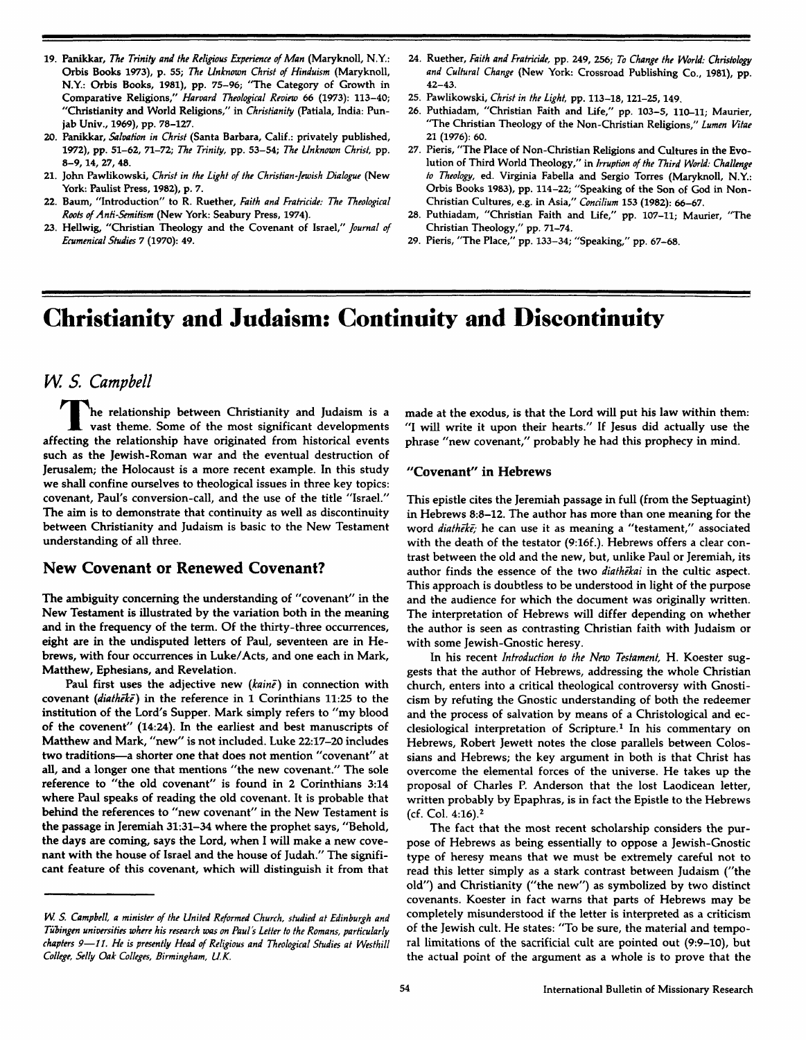19. Panikkar, *The Trinity and the Religious Experience of Man* (Maryknoll, N.Y.: Orbis Books 1973), p. 55; *The Unknown Christ of Hinduism* (Maryknoll, N.Y.: Orbis Books, 1981), pp. 75–96; "The Category of Growth in Comparative Religions," *Harvard Theological Review* 66 (1973): 113–40; "Christianity and World Religions," in *Christianity* (Patiala, India: Punjab Univ., 1969), pp. 78–127.
20. Panikkar, *Salvation in Christ* (Santa Barbara, Calif.: privately published, 1972), pp. 51–62, 71–72; *The Trinity*, pp. 53–54; *The Unknown Christ*, pp. 8–9, 14, 27, 48.
21. John Pawlikowski, *Christ in the Light of the Christian-Jewish Dialogue* (New York: Paulist Press, 1982), p. 7.
22. Baum, "Introduction" to R. Ruether, *Faith and Fratricide: The Theological Roots of Anti-Semitism* (New York: Seabury Press, 1974).
23. Hellwig, "Christian Theology and the Covenant of Israel," *Journal of Ecumenical Studies* 7 (1970): 49.
24. Ruether, *Faith and Fratricide*, pp. 249, 256; *To Change the World: Christology and Cultural Change* (New York: Crossroad Publishing Co., 1981), pp. 42–43.
25. Pawlikowski, *Christ in the Light*, pp. 113–18, 121–25, 149.
26. Puthiadam, "Christian Faith and Life," pp. 103–5, 110–11; Maurier, "The Christian Theology of the Non-Christian Religions," *Lumen Vitae* 21 (1976): 60.
27. Pieris, "The Place of Non-Christian Religions and Cultures in the Evolution of Third World Theology," in *Irruption of the Third World: Challenge to Theology*, ed. Virginia Fabella and Sergio Torres (Maryknoll, N.Y.: Orbis Books 1983), pp. 114–22; "Speaking of the Son of God in Non-Christian Cultures, e.g. in Asia," *Concilium* 153 (1982): 66–67.
28. Puthiadam, "Christian Faith and Life," pp. 107–11; Maurier, "The Christian Theology," pp. 71–74.
29. Pieris, "The Place," pp. 133–34; "Speaking," pp. 67–68.

# Christianity and Judaism: Continuity and Discontinuity

## *W. S. Campbell*

The relationship between Christianity and Judaism is a vast theme. Some of the most significant developments affecting the relationship have originated from historical events such as the Jewish-Roman war and the eventual destruction of Jerusalem; the Holocaust is a more recent example. In this study we shall confine ourselves to theological issues in three key topics: covenant, Paul's conversion-call, and the use of the title "Israel." The aim is to demonstrate that continuity as well as discontinuity between Christianity and Judaism is basic to the New Testament understanding of all three.

## New Covenant or Renewed Covenant?

The ambiguity concerning the understanding of "covenant" in the New Testament is illustrated by the variation both in the meaning and in the frequency of the term. Of the thirty-three occurrences, eight are in the undisputed letters of Paul, seventeen are in Hebrews, with four occurrences in Luke/Acts, and one each in Mark, Matthew, Ephesians, and Revelation.

Paul first uses the adjective new (*kainē*) in connection with covenant (*diathēkē*) in the reference in 1 Corinthians 11:25 to the institution of the Lord's Supper. Mark simply refers to "my blood of the covenent" (14:24). In the earliest and best manuscripts of Matthew and Mark, "new" is not included. Luke 22:17–20 includes two traditions—a shorter one that does not mention "covenant" at all, and a longer one that mentions "the new covenant." The sole reference to "the old covenant" is found in 2 Corinthians 3:14 where Paul speaks of reading the old covenant. It is probable that behind the references to "new covenant" in the New Testament is the passage in Jeremiah 31:31–34 where the prophet says, "Behold, the days are coming, says the Lord, when I will make a new covenant with the house of Israel and the house of Judah." The significant feature of this covenant, which will distinguish it from that made at the exodus, is that the Lord will put his law within them: "I will write it upon their hearts." If Jesus did actually use the phrase "new covenant," probably he had this prophecy in mind.

*W. S. Campbell, a minister of the United Reformed Church, studied at Edinburgh and Tübingen universities where his research was on Paul's Letter to the Romans, particularly chapters 9—11. He is presently Head of Religious and Theological Studies at Westhill College, Selly Oak Colleges, Birmingham, U.K.*

### "Covenant" in Hebrews

This epistle cites the Jeremiah passage in full (from the Septuagint) in Hebrews 8:8–12. The author has more than one meaning for the word *diathēkē*; he can use it as meaning a "testament," associated with the death of the testator (9:16f.). Hebrews offers a clear contrast between the old and the new, but, unlike Paul or Jeremiah, its author finds the essence of the two *diathēkai* in the cultic aspect. This approach is doubtless to be understood in light of the purpose and the audience for which the document was originally written. The interpretation of Hebrews will differ depending on whether the author is seen as contrasting Christian faith with Judaism or with some Jewish-Gnostic heresy.

In his recent *Introduction to the New Testament*, H. Koester suggests that the author of Hebrews, addressing the whole Christian church, enters into a critical theological controversy with Gnosticism by refuting the Gnostic understanding of both the redeemer and the process of salvation by means of a Christological and ecclesiological interpretation of Scripture.[1] In his commentary on Hebrews, Robert Jewett notes the close parallels between Colossians and Hebrews; the key argument in both is that Christ has overcome the elemental forces of the universe. He takes up the proposal of Charles P. Anderson that the lost Laodicean letter, written probably by Epaphras, is in fact the Epistle to the Hebrews (cf. Col. 4:16).[2]

The fact that the most recent scholarship considers the purpose of Hebrews as being essentially to oppose a Jewish-Gnostic type of heresy means that we must be extremely careful not to read this letter simply as a stark contrast between Judaism ("the old") and Christianity ("the new") as symbolized by two distinct covenants. Koester in fact warns that parts of Hebrews may be completely misunderstood if the letter is interpreted as a criticism of the Jewish cult. He states: "To be sure, the material and temporal limitations of the sacrificial cult are pointed out (9:9–10), but the actual point of the argument as a whole is to prove that the